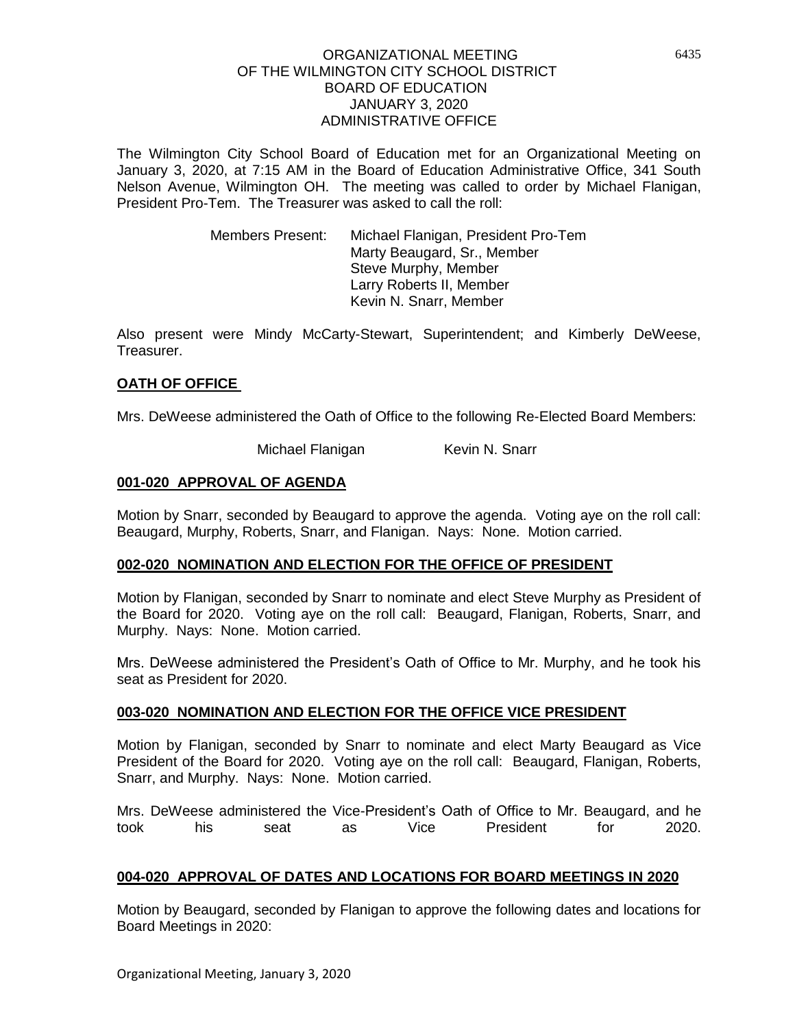ORGANIZATIONAL MEETING
OF THE WILMINGTON CITY SCHOOL DISTRICT
BOARD OF EDUCATION
JANUARY 3, 2020
ADMINISTRATIVE OFFICE

The Wilmington City School Board of Education met for an Organizational Meeting on January 3, 2020, at 7:15 AM in the Board of Education Administrative Office, 341 South Nelson Avenue, Wilmington OH. The meeting was called to order by Michael Flanigan, President Pro-Tem. The Treasurer was asked to call the roll:

Members Present: Michael Flanigan, President Pro-Tem
Marty Beaugard, Sr., Member
Steve Murphy, Member
Larry Roberts II, Member
Kevin N. Snarr, Member

Also present were Mindy McCarty-Stewart, Superintendent; and Kimberly DeWeese, Treasurer.

## OATH OF OFFICE

Mrs. DeWeese administered the Oath of Office to the following Re-Elected Board Members:

Michael Flanigan    Kevin N. Snarr

## 001-020 APPROVAL OF AGENDA

Motion by Snarr, seconded by Beaugard to approve the agenda. Voting aye on the roll call: Beaugard, Murphy, Roberts, Snarr, and Flanigan. Nays: None. Motion carried.

## 002-020 NOMINATION AND ELECTION FOR THE OFFICE OF PRESIDENT

Motion by Flanigan, seconded by Snarr to nominate and elect Steve Murphy as President of the Board for 2020. Voting aye on the roll call: Beaugard, Flanigan, Roberts, Snarr, and Murphy. Nays: None. Motion carried.

Mrs. DeWeese administered the President's Oath of Office to Mr. Murphy, and he took his seat as President for 2020.

## 003-020 NOMINATION AND ELECTION FOR THE OFFICE VICE PRESIDENT

Motion by Flanigan, seconded by Snarr to nominate and elect Marty Beaugard as Vice President of the Board for 2020. Voting aye on the roll call: Beaugard, Flanigan, Roberts, Snarr, and Murphy. Nays: None. Motion carried.

Mrs. DeWeese administered the Vice-President's Oath of Office to Mr. Beaugard, and he took his seat as Vice President for 2020.

## 004-020 APPROVAL OF DATES AND LOCATIONS FOR BOARD MEETINGS IN 2020

Motion by Beaugard, seconded by Flanigan to approve the following dates and locations for Board Meetings in 2020: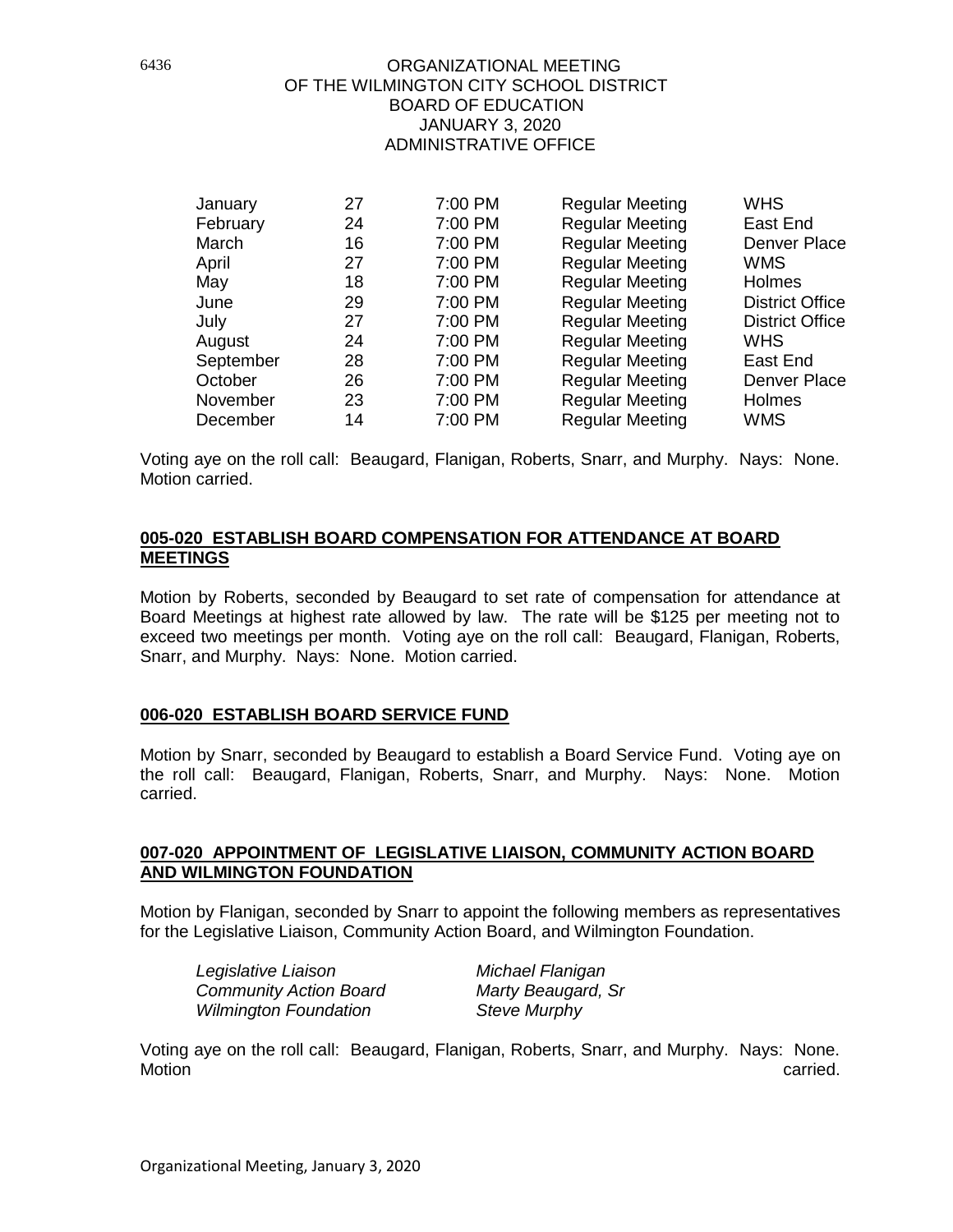ORGANIZATIONAL MEETING
OF THE WILMINGTON CITY SCHOOL DISTRICT
BOARD OF EDUCATION
JANUARY 3, 2020
ADMINISTRATIVE OFFICE

| | | | | |
|---|---|---|---|---|
| January | 27 | 7:00 PM | Regular Meeting | WHS |
| February | 24 | 7:00 PM | Regular Meeting | East End |
| March | 16 | 7:00 PM | Regular Meeting | Denver Place |
| April | 27 | 7:00 PM | Regular Meeting | WMS |
| May | 18 | 7:00 PM | Regular Meeting | Holmes |
| June | 29 | 7:00 PM | Regular Meeting | District Office |
| July | 27 | 7:00 PM | Regular Meeting | District Office |
| August | 24 | 7:00 PM | Regular Meeting | WHS |
| September | 28 | 7:00 PM | Regular Meeting | East End |
| October | 26 | 7:00 PM | Regular Meeting | Denver Place |
| November | 23 | 7:00 PM | Regular Meeting | Holmes |
| December | 14 | 7:00 PM | Regular Meeting | WMS |

Voting aye on the roll call: Beaugard, Flanigan, Roberts, Snarr, and Murphy. Nays: None. Motion carried.

**005-020 ESTABLISH BOARD COMPENSATION FOR ATTENDANCE AT BOARD MEETINGS**

Motion by Roberts, seconded by Beaugard to set rate of compensation for attendance at Board Meetings at highest rate allowed by law. The rate will be $125 per meeting not to exceed two meetings per month. Voting aye on the roll call: Beaugard, Flanigan, Roberts, Snarr, and Murphy. Nays: None. Motion carried.

**006-020 ESTABLISH BOARD SERVICE FUND**

Motion by Snarr, seconded by Beaugard to establish a Board Service Fund. Voting aye on the roll call: Beaugard, Flanigan, Roberts, Snarr, and Murphy. Nays: None. Motion carried.

**007-020 APPOINTMENT OF LEGISLATIVE LIAISON, COMMUNITY ACTION BOARD AND WILMINGTON FOUNDATION**

Motion by Flanigan, seconded by Snarr to appoint the following members as representatives for the Legislative Liaison, Community Action Board, and Wilmington Foundation.

| | |
|---|---|
| *Legislative Liaison* | *Michael Flanigan* |
| *Community Action Board* | *Marty Beaugard, Sr* |
| *Wilmington Foundation* | *Steve Murphy* |

Voting aye on the roll call: Beaugard, Flanigan, Roberts, Snarr, and Murphy. Nays: None. Motion carried.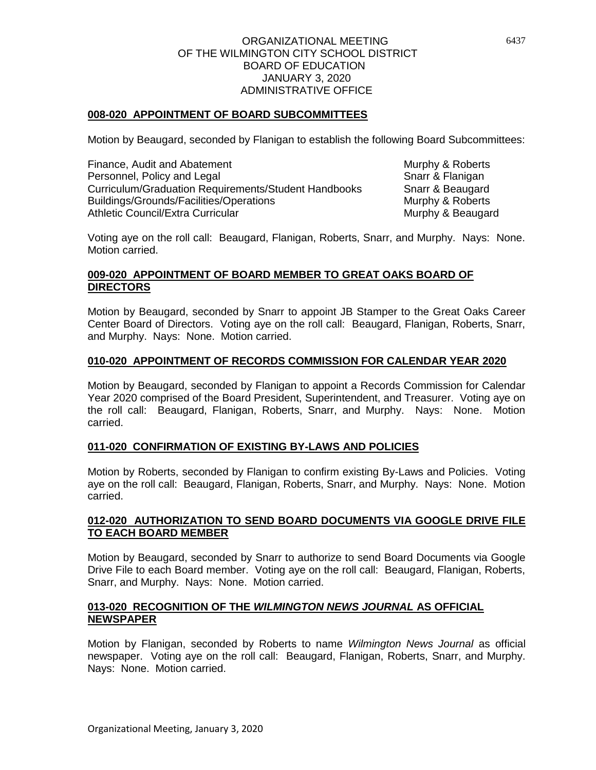ORGANIZATIONAL MEETING
OF THE WILMINGTON CITY SCHOOL DISTRICT
BOARD OF EDUCATION
JANUARY 3, 2020
ADMINISTRATIVE OFFICE

## 008-020 APPOINTMENT OF BOARD SUBCOMMITTEES

Motion by Beaugard, seconded by Flanigan to establish the following Board Subcommittees:

| | |
|---|---|
| Finance, Audit and Abatement | Murphy & Roberts |
| Personnel, Policy and Legal | Snarr & Flanigan |
| Curriculum/Graduation Requirements/Student Handbooks | Snarr & Beaugard |
| Buildings/Grounds/Facilities/Operations | Murphy & Roberts |
| Athletic Council/Extra Curricular | Murphy & Beaugard |

Voting aye on the roll call: Beaugard, Flanigan, Roberts, Snarr, and Murphy. Nays: None. Motion carried.

## 009-020 APPOINTMENT OF BOARD MEMBER TO GREAT OAKS BOARD OF DIRECTORS

Motion by Beaugard, seconded by Snarr to appoint JB Stamper to the Great Oaks Career Center Board of Directors. Voting aye on the roll call: Beaugard, Flanigan, Roberts, Snarr, and Murphy. Nays: None. Motion carried.

## 010-020 APPOINTMENT OF RECORDS COMMISSION FOR CALENDAR YEAR 2020

Motion by Beaugard, seconded by Flanigan to appoint a Records Commission for Calendar Year 2020 comprised of the Board President, Superintendent, and Treasurer. Voting aye on the roll call: Beaugard, Flanigan, Roberts, Snarr, and Murphy. Nays: None. Motion carried.

## 011-020 CONFIRMATION OF EXISTING BY-LAWS AND POLICIES

Motion by Roberts, seconded by Flanigan to confirm existing By-Laws and Policies. Voting aye on the roll call: Beaugard, Flanigan, Roberts, Snarr, and Murphy. Nays: None. Motion carried.

## 012-020 AUTHORIZATION TO SEND BOARD DOCUMENTS VIA GOOGLE DRIVE FILE TO EACH BOARD MEMBER

Motion by Beaugard, seconded by Snarr to authorize to send Board Documents via Google Drive File to each Board member. Voting aye on the roll call: Beaugard, Flanigan, Roberts, Snarr, and Murphy. Nays: None. Motion carried.

## 013-020 RECOGNITION OF THE *WILMINGTON NEWS JOURNAL* AS OFFICIAL NEWSPAPER

Motion by Flanigan, seconded by Roberts to name *Wilmington News Journal* as official newspaper. Voting aye on the roll call: Beaugard, Flanigan, Roberts, Snarr, and Murphy. Nays: None. Motion carried.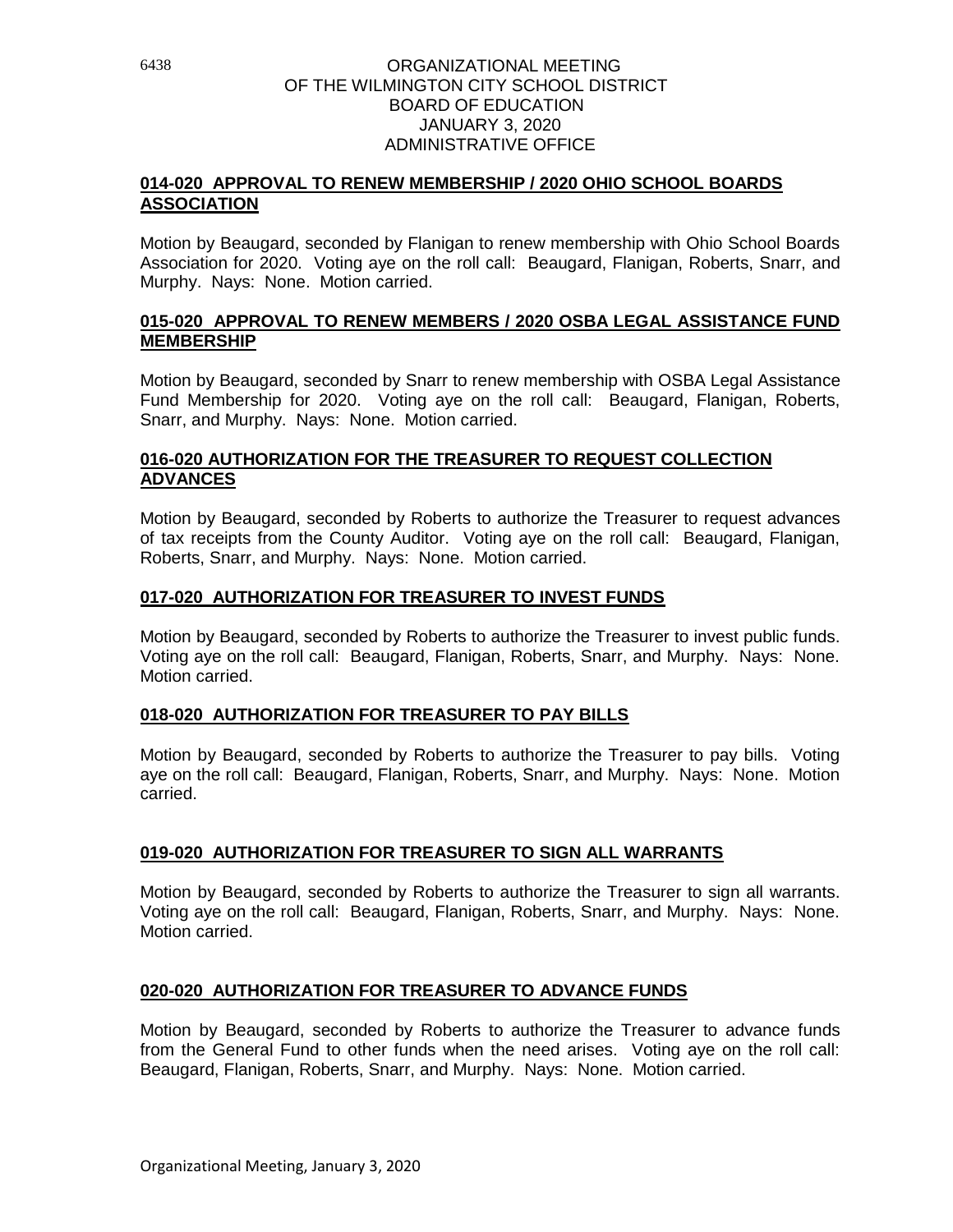## 014-020 APPROVAL TO RENEW MEMBERSHIP / 2020 OHIO SCHOOL BOARDS ASSOCIATION

Motion by Beaugard, seconded by Flanigan to renew membership with Ohio School Boards Association for 2020. Voting aye on the roll call: Beaugard, Flanigan, Roberts, Snarr, and Murphy. Nays: None. Motion carried.

## 015-020 APPROVAL TO RENEW MEMBERS / 2020 OSBA LEGAL ASSISTANCE FUND MEMBERSHIP

Motion by Beaugard, seconded by Snarr to renew membership with OSBA Legal Assistance Fund Membership for 2020. Voting aye on the roll call: Beaugard, Flanigan, Roberts, Snarr, and Murphy. Nays: None. Motion carried.

## 016-020 AUTHORIZATION FOR THE TREASURER TO REQUEST COLLECTION ADVANCES

Motion by Beaugard, seconded by Roberts to authorize the Treasurer to request advances of tax receipts from the County Auditor. Voting aye on the roll call: Beaugard, Flanigan, Roberts, Snarr, and Murphy. Nays: None. Motion carried.

## 017-020 AUTHORIZATION FOR TREASURER TO INVEST FUNDS

Motion by Beaugard, seconded by Roberts to authorize the Treasurer to invest public funds. Voting aye on the roll call: Beaugard, Flanigan, Roberts, Snarr, and Murphy. Nays: None. Motion carried.

## 018-020 AUTHORIZATION FOR TREASURER TO PAY BILLS

Motion by Beaugard, seconded by Roberts to authorize the Treasurer to pay bills. Voting aye on the roll call: Beaugard, Flanigan, Roberts, Snarr, and Murphy. Nays: None. Motion carried.

## 019-020 AUTHORIZATION FOR TREASURER TO SIGN ALL WARRANTS

Motion by Beaugard, seconded by Roberts to authorize the Treasurer to sign all warrants. Voting aye on the roll call: Beaugard, Flanigan, Roberts, Snarr, and Murphy. Nays: None. Motion carried.

## 020-020 AUTHORIZATION FOR TREASURER TO ADVANCE FUNDS

Motion by Beaugard, seconded by Roberts to authorize the Treasurer to advance funds from the General Fund to other funds when the need arises. Voting aye on the roll call: Beaugard, Flanigan, Roberts, Snarr, and Murphy. Nays: None. Motion carried.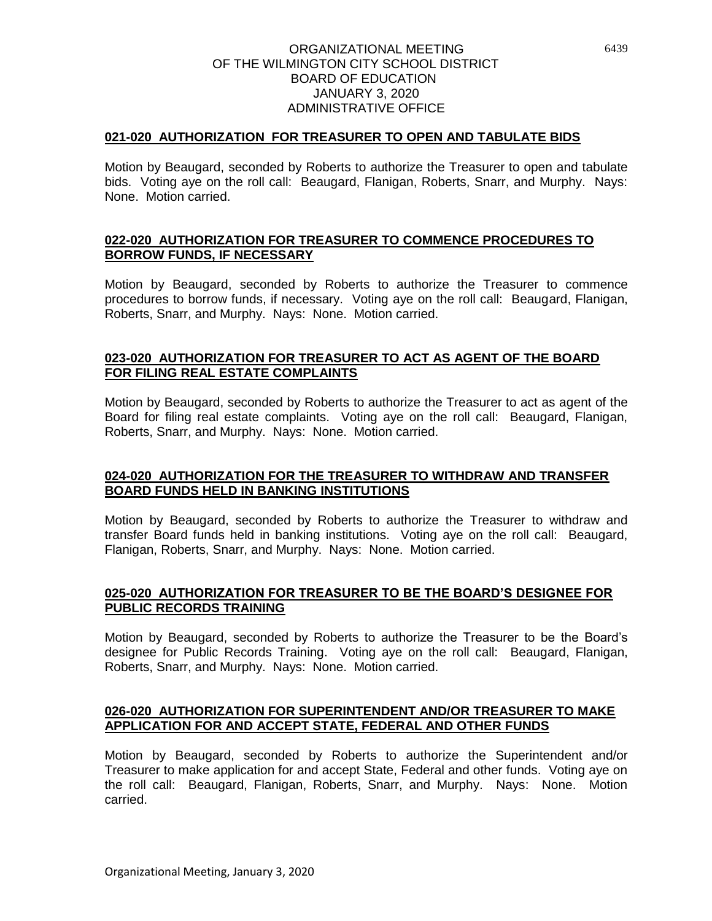ORGANIZATIONAL MEETING
OF THE WILMINGTON CITY SCHOOL DISTRICT
BOARD OF EDUCATION
JANUARY 3, 2020
ADMINISTRATIVE OFFICE

**021-020 AUTHORIZATION FOR TREASURER TO OPEN AND TABULATE BIDS**

Motion by Beaugard, seconded by Roberts to authorize the Treasurer to open and tabulate bids. Voting aye on the roll call: Beaugard, Flanigan, Roberts, Snarr, and Murphy. Nays: None. Motion carried.

**022-020 AUTHORIZATION FOR TREASURER TO COMMENCE PROCEDURES TO BORROW FUNDS, IF NECESSARY**

Motion by Beaugard, seconded by Roberts to authorize the Treasurer to commence procedures to borrow funds, if necessary. Voting aye on the roll call: Beaugard, Flanigan, Roberts, Snarr, and Murphy. Nays: None. Motion carried.

**023-020 AUTHORIZATION FOR TREASURER TO ACT AS AGENT OF THE BOARD FOR FILING REAL ESTATE COMPLAINTS**

Motion by Beaugard, seconded by Roberts to authorize the Treasurer to act as agent of the Board for filing real estate complaints. Voting aye on the roll call: Beaugard, Flanigan, Roberts, Snarr, and Murphy. Nays: None. Motion carried.

**024-020 AUTHORIZATION FOR THE TREASURER TO WITHDRAW AND TRANSFER BOARD FUNDS HELD IN BANKING INSTITUTIONS**

Motion by Beaugard, seconded by Roberts to authorize the Treasurer to withdraw and transfer Board funds held in banking institutions. Voting aye on the roll call: Beaugard, Flanigan, Roberts, Snarr, and Murphy. Nays: None. Motion carried.

**025-020 AUTHORIZATION FOR TREASURER TO BE THE BOARD'S DESIGNEE FOR PUBLIC RECORDS TRAINING**

Motion by Beaugard, seconded by Roberts to authorize the Treasurer to be the Board's designee for Public Records Training. Voting aye on the roll call: Beaugard, Flanigan, Roberts, Snarr, and Murphy. Nays: None. Motion carried.

**026-020 AUTHORIZATION FOR SUPERINTENDENT AND/OR TREASURER TO MAKE APPLICATION FOR AND ACCEPT STATE, FEDERAL AND OTHER FUNDS**

Motion by Beaugard, seconded by Roberts to authorize the Superintendent and/or Treasurer to make application for and accept State, Federal and other funds. Voting aye on the roll call: Beaugard, Flanigan, Roberts, Snarr, and Murphy. Nays: None. Motion carried.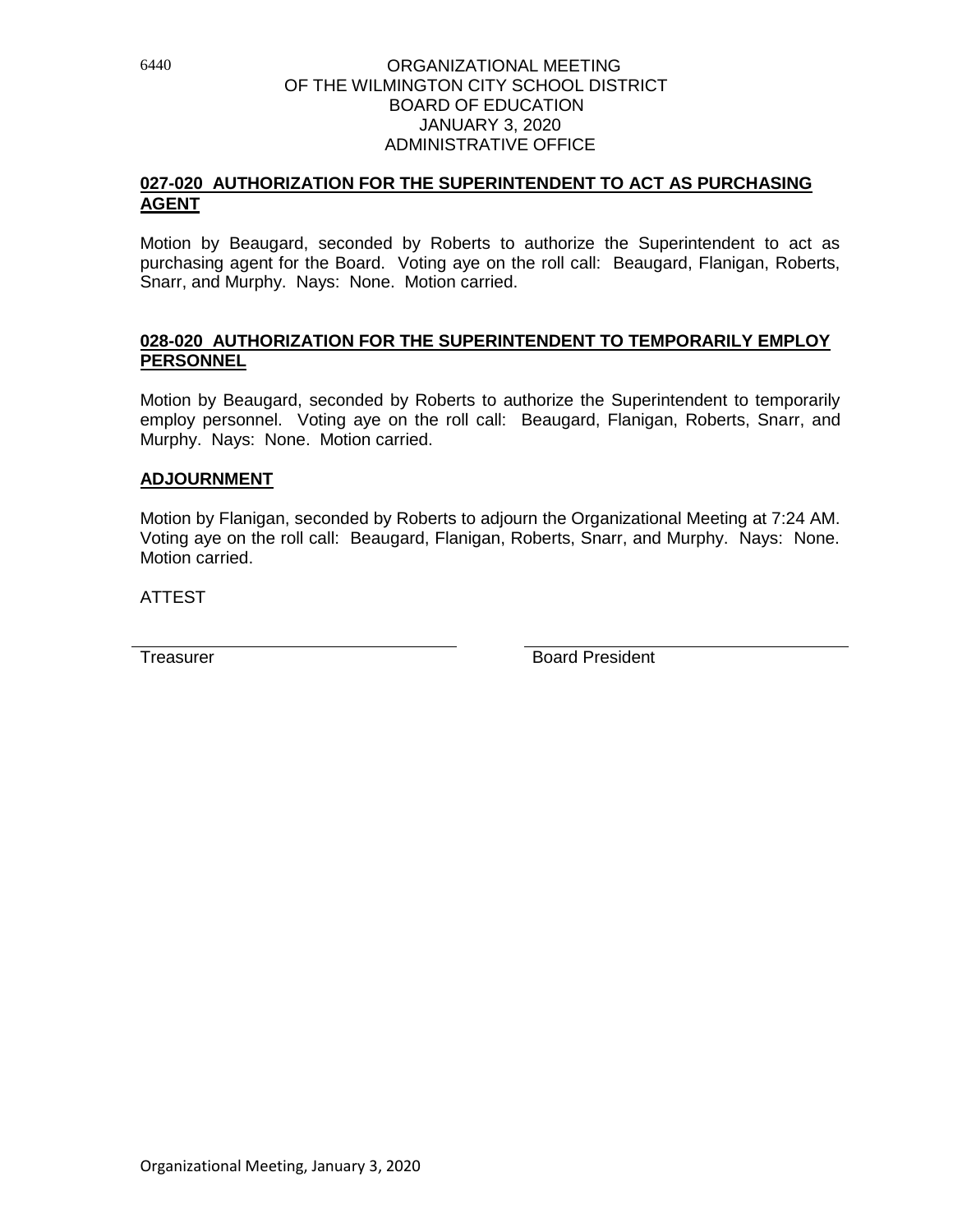## 027-020 AUTHORIZATION FOR THE SUPERINTENDENT TO ACT AS PURCHASING AGENT

Motion by Beaugard, seconded by Roberts to authorize the Superintendent to act as purchasing agent for the Board. Voting aye on the roll call: Beaugard, Flanigan, Roberts, Snarr, and Murphy. Nays: None. Motion carried.

## 028-020 AUTHORIZATION FOR THE SUPERINTENDENT TO TEMPORARILY EMPLOY PERSONNEL

Motion by Beaugard, seconded by Roberts to authorize the Superintendent to temporarily employ personnel. Voting aye on the roll call: Beaugard, Flanigan, Roberts, Snarr, and Murphy. Nays: None. Motion carried.

## ADJOURNMENT

Motion by Flanigan, seconded by Roberts to adjourn the Organizational Meeting at 7:24 AM. Voting aye on the roll call: Beaugard, Flanigan, Roberts, Snarr, and Murphy. Nays: None. Motion carried.

ATTEST

Treasurer

Board President